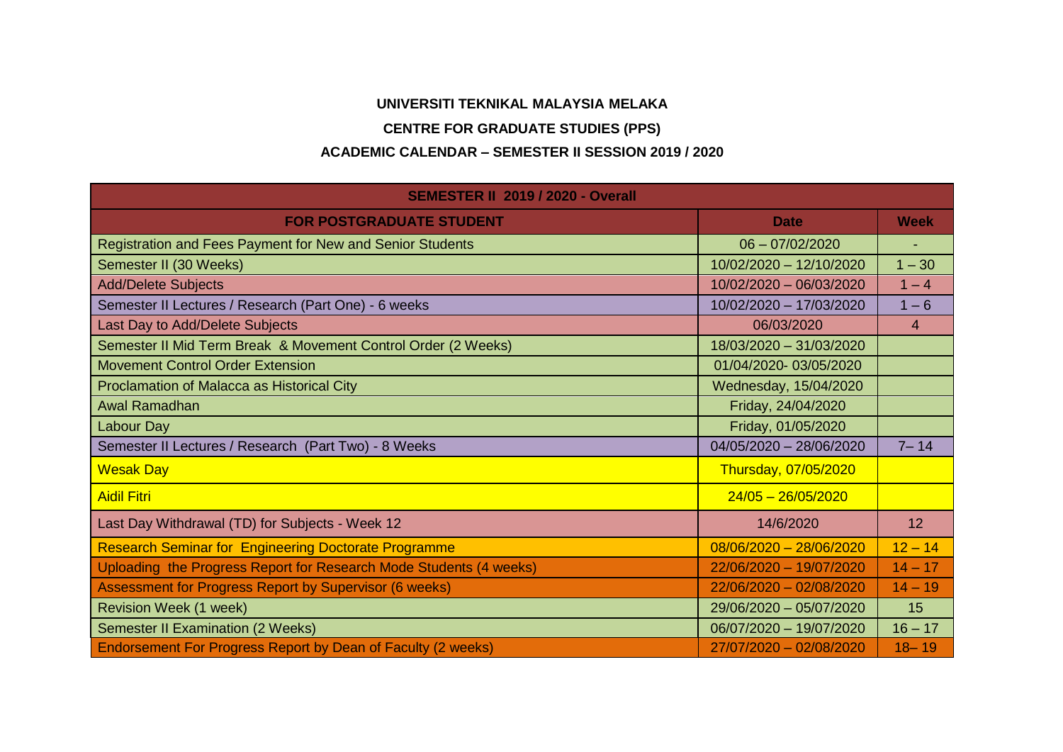**UNIVERSITI TEKNIKAL MALAYSIA MELAKA**

**CENTRE FOR GRADUATE STUDIES (PPS)**

**ACADEMIC CALENDAR – SEMESTER II SESSION 2019 / 2020**

| SEMESTER II 2019 / 2020 - Overall | | |
|---|---|---|
| **FOR POSTGRADUATE STUDENT** | **Date** | **Week** |
| Registration and Fees Payment for New and Senior Students | 06 – 07/02/2020 | - |
| Semester II (30 Weeks) | 10/02/2020 – 12/10/2020 | 1 – 30 |
| Add/Delete Subjects | 10/02/2020 – 06/03/2020 | 1 – 4 |
| Semester II Lectures / Research (Part One) - 6 weeks | 10/02/2020 – 17/03/2020 | 1 – 6 |
| Last Day to Add/Delete Subjects | 06/03/2020 | 4 |
| Semester II Mid Term Break & Movement Control Order (2 Weeks) | 18/03/2020 – 31/03/2020 | |
| Movement Control Order Extension | 01/04/2020- 03/05/2020 | |
| Proclamation of Malacca as Historical City | Wednesday, 15/04/2020 | |
| Awal Ramadhan | Friday, 24/04/2020 | |
| Labour Day | Friday, 01/05/2020 | |
| Semester II Lectures / Research (Part Two) - 8 Weeks | 04/05/2020 – 28/06/2020 | 7– 14 |
| Wesak Day | Thursday, 07/05/2020 | |
| Aidil Fitri | 24/05 – 26/05/2020 | |
| Last Day Withdrawal (TD) for Subjects - Week 12 | 14/6/2020 | 12 |
| Research Seminar for Engineering Doctorate Programme | 08/06/2020 – 28/06/2020 | 12 – 14 |
| Uploading the Progress Report for Research Mode Students (4 weeks) | 22/06/2020 – 19/07/2020 | 14 – 17 |
| Assessment for Progress Report by Supervisor (6 weeks) | 22/06/2020 – 02/08/2020 | 14 – 19 |
| Revision Week (1 week) | 29/06/2020 – 05/07/2020 | 15 |
| Semester II Examination (2 Weeks) | 06/07/2020 – 19/07/2020 | 16 – 17 |
| Endorsement For Progress Report by Dean of Faculty (2 weeks) | 27/07/2020 – 02/08/2020 | 18– 19 |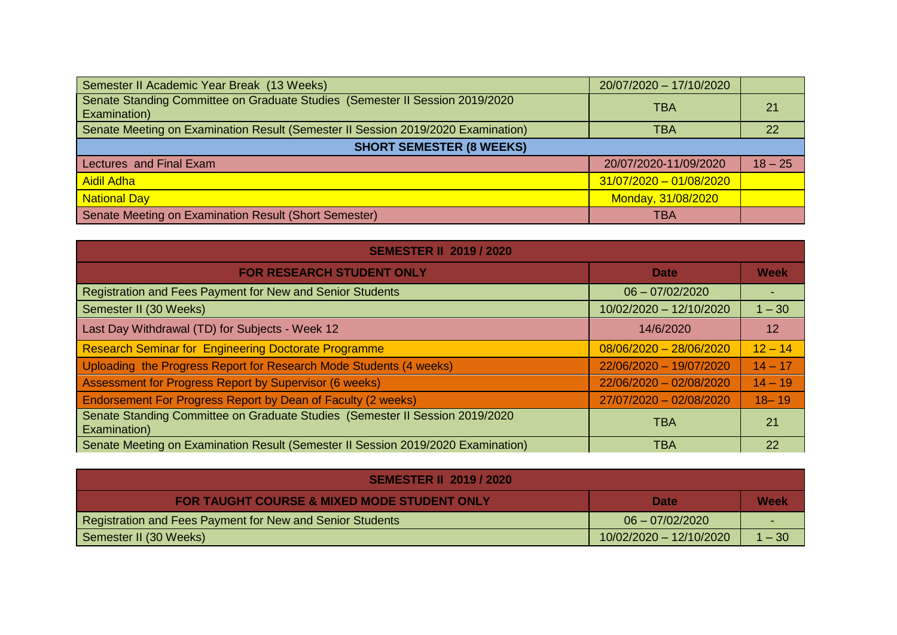| | | |
|---|---|---|
| Semester II Academic Year Break (13 Weeks) | 20/07/2020 – 17/10/2020 | |
| Senate Standing Committee on Graduate Studies (Semester II Session 2019/2020 Examination) | TBA | 21 |
| Senate Meeting on Examination Result (Semester II Session 2019/2020 Examination) | TBA | 22 |
| **SHORT SEMESTER (8 WEEKS)** | | |
| Lectures and Final Exam | 20/07/2020-11/09/2020 | 18 – 25 |
| Aidil Adha | 31/07/2020 – 01/08/2020 | |
| National Day | Monday, 31/08/2020 | |
| Senate Meeting on Examination Result (Short Semester) | TBA | |

| **SEMESTER II 2019 / 2020** | | |
|---|---|---|
| **FOR RESEARCH STUDENT ONLY** | **Date** | **Week** |
| Registration and Fees Payment for New and Senior Students | 06 – 07/02/2020 | - |
| Semester II (30 Weeks) | 10/02/2020 – 12/10/2020 | 1 – 30 |
| Last Day Withdrawal (TD) for Subjects - Week 12 | 14/6/2020 | 12 |
| Research Seminar for Engineering Doctorate Programme | 08/06/2020 – 28/06/2020 | 12 – 14 |
| Uploading the Progress Report for Research Mode Students (4 weeks) | 22/06/2020 – 19/07/2020 | 14 – 17 |
| Assessment for Progress Report by Supervisor (6 weeks) | 22/06/2020 – 02/08/2020 | 14 – 19 |
| Endorsement For Progress Report by Dean of Faculty (2 weeks) | 27/07/2020 – 02/08/2020 | 18– 19 |
| Senate Standing Committee on Graduate Studies (Semester II Session 2019/2020 Examination) | TBA | 21 |
| Senate Meeting on Examination Result (Semester II Session 2019/2020 Examination) | TBA | 22 |

| **SEMESTER II 2019 / 2020** | | |
|---|---|---|
| **FOR TAUGHT COURSE & MIXED MODE STUDENT ONLY** | **Date** | **Week** |
| Registration and Fees Payment for New and Senior Students | 06 – 07/02/2020 | - |
| Semester II (30 Weeks) | 10/02/2020 – 12/10/2020 | 1 – 30 |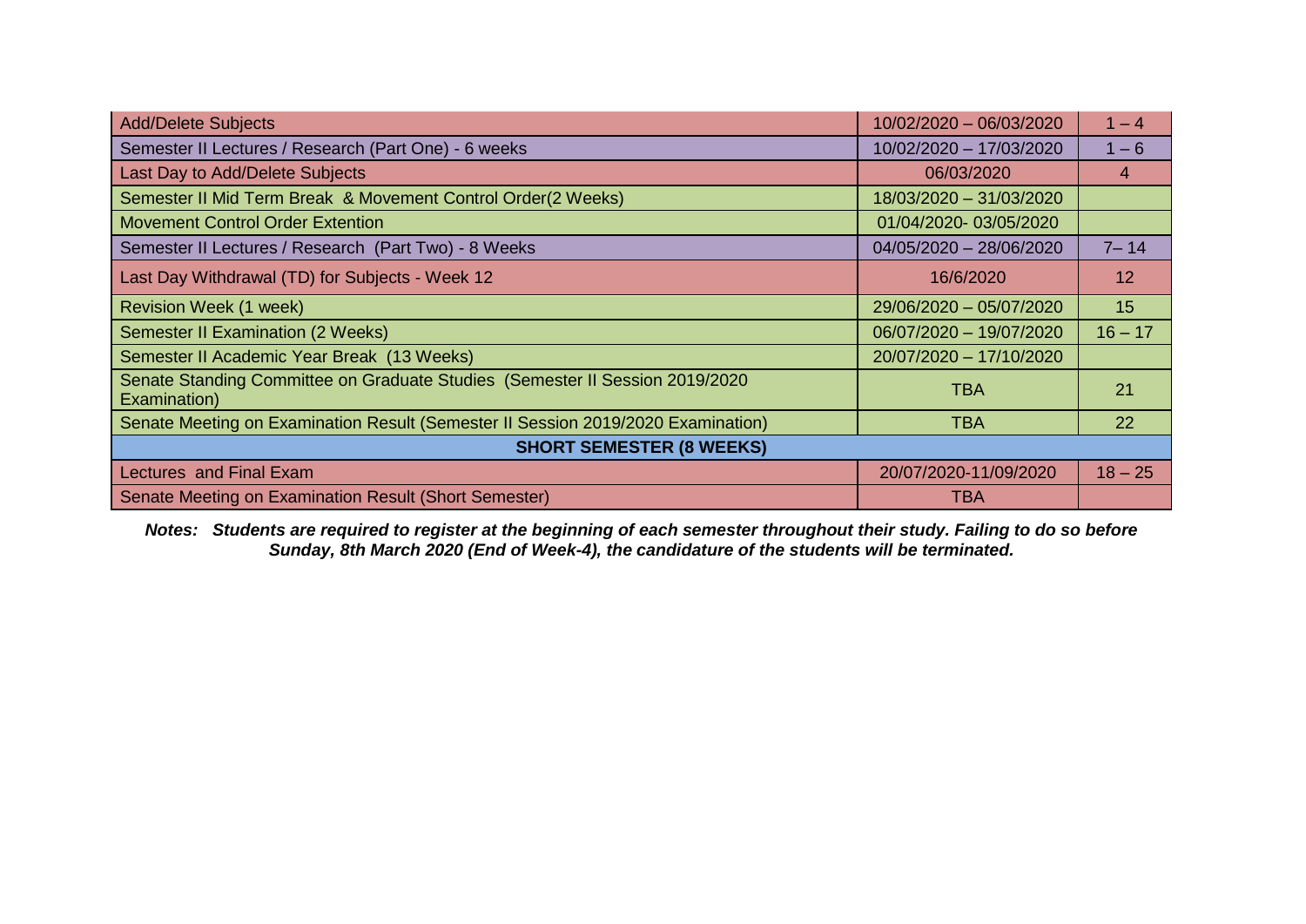| | | |
|---|---|---|
| Add/Delete Subjects | 10/02/2020 – 06/03/2020 | 1 – 4 |
| Semester II Lectures / Research (Part One) - 6 weeks | 10/02/2020 – 17/03/2020 | 1 – 6 |
| Last Day to Add/Delete Subjects | 06/03/2020 | 4 |
| Semester II Mid Term Break & Movement Control Order(2 Weeks) | 18/03/2020 – 31/03/2020 | |
| Movement Control Order Extention | 01/04/2020- 03/05/2020 | |
| Semester II Lectures / Research (Part Two) - 8 Weeks | 04/05/2020 – 28/06/2020 | 7– 14 |
| Last Day Withdrawal (TD) for Subjects - Week 12 | 16/6/2020 | 12 |
| Revision Week (1 week) | 29/06/2020 – 05/07/2020 | 15 |
| Semester II Examination (2 Weeks) | 06/07/2020 – 19/07/2020 | 16 – 17 |
| Semester II Academic Year Break (13 Weeks) | 20/07/2020 – 17/10/2020 | |
| Senate Standing Committee on Graduate Studies (Semester II Session 2019/2020 Examination) | TBA | 21 |
| Senate Meeting on Examination Result (Semester II Session 2019/2020 Examination) | TBA | 22 |
| **SHORT SEMESTER (8 WEEKS)** | | |
| Lectures and Final Exam | 20/07/2020-11/09/2020 | 18 – 25 |
| Senate Meeting on Examination Result (Short Semester) | TBA | |

***Notes: Students are required to register at the beginning of each semester throughout their study. Failing to do so before Sunday, 8th March 2020 (End of Week-4), the candidature of the students will be terminated.***